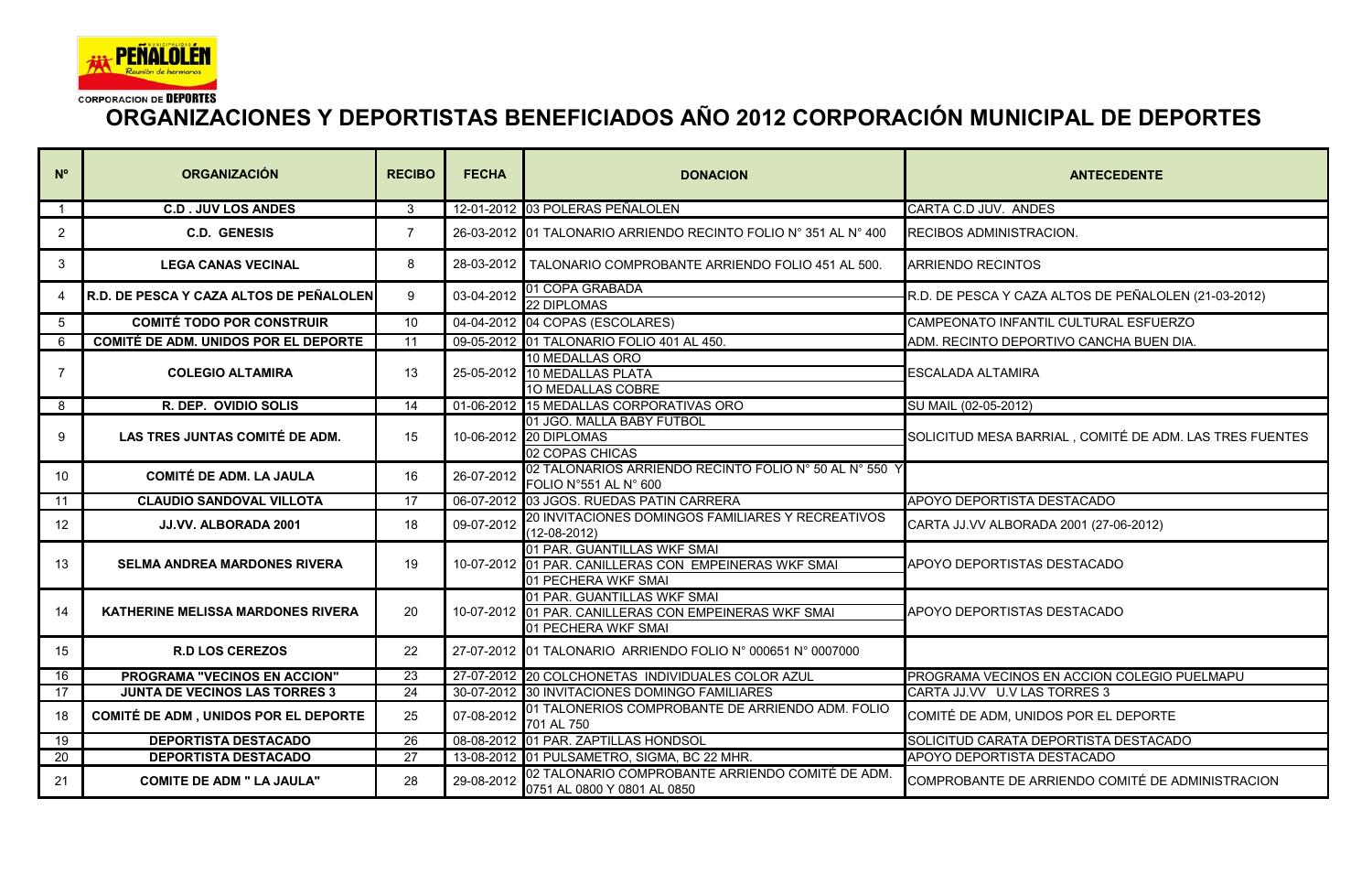PEÑALOLÉN
Reunión de hermanos

CORPORACION DE DEPORTES

# ORGANIZACIONES Y DEPORTISTAS BENEFICIADOS AÑO 2012 CORPORACIÓN MUNICIPAL DE DEPORTES

| N° | ORGANIZACIÓN | RECIBO | FECHA | DONACION | ANTECEDENTE |
|---|---|---|---|---|---|
| 1 | C.D . JUV LOS ANDES | 3 | 12-01-2012 | 03 POLERAS PEÑALOLEN | CARTA C.D JUV. ANDES |
| 2 | C.D. GENESIS | 7 | 26-03-2012 | 01 TALONARIO ARRIENDO RECINTO FOLIO N° 351 AL N° 400 | RECIBOS ADMINISTRACION. |
| 3 | LEGA CANAS VECINAL | 8 | 28-03-2012 | TALONARIO COMPROBANTE ARRIENDO FOLIO 451 AL 500. | ARRIENDO RECINTOS |
| 4 | R.D. DE PESCA Y CAZA ALTOS DE PEÑALOLEN | 9 | 03-04-2012 | 01 COPA GRABADA<br>22 DIPLOMAS | R.D. DE PESCA Y CAZA ALTOS DE PEÑALOLEN (21-03-2012) |
| 5 | COMITÉ TODO POR CONSTRUIR | 10 | 04-04-2012 | 04 COPAS (ESCOLARES) | CAMPEONATO INFANTIL CULTURAL ESFUERZO |
| 6 | COMITÉ DE ADM. UNIDOS POR EL DEPORTE | 11 | 09-05-2012 | 01 TALONARIO FOLIO 401 AL 450. | ADM. RECINTO DEPORTIVO CANCHA BUEN DIA. |
| 7 | COLEGIO ALTAMIRA | 13 | 25-05-2012 | 10 MEDALLAS ORO<br>10 MEDALLAS PLATA<br>1O MEDALLAS COBRE | ESCALADA ALTAMIRA |
| 8 | R. DEP. OVIDIO SOLIS | 14 | 01-06-2012 | 15 MEDALLAS CORPORATIVAS ORO | SU MAIL (02-05-2012) |
| 9 | LAS TRES JUNTAS COMITÉ DE ADM. | 15 | 10-06-2012 | 01 JGO. MALLA BABY FUTBOL<br>20 DIPLOMAS<br>02 COPAS CHICAS | SOLICITUD MESA BARRIAL , COMITÉ DE ADM. LAS TRES FUENTES |
| 10 | COMITÉ DE ADM. LA JAULA | 16 | 26-07-2012 | 02 TALONARIOS ARRIENDO RECINTO FOLIO N° 50 AL N° 550 Y FOLIO N°551 AL N° 600 | |
| 11 | CLAUDIO SANDOVAL VILLOTA | 17 | 06-07-2012 | 03 JGOS. RUEDAS PATIN CARRERA | APOYO DEPORTISTA DESTACADO |
| 12 | JJ.VV. ALBORADA 2001 | 18 | 09-07-2012 | 20 INVITACIONES DOMINGOS FAMILIARES Y RECREATIVOS (12-08-2012) | CARTA JJ.VV ALBORADA 2001 (27-06-2012) |
| 13 | SELMA ANDREA MARDONES RIVERA | 19 | 10-07-2012 | 01 PAR. GUANTILLAS WKF SMAI<br>01 PAR. CANILLERAS CON EMPEINERAS WKF SMAI<br>01 PECHERA WKF SMAI | APOYO DEPORTISTAS DESTACADO |
| 14 | KATHERINE MELISSA MARDONES RIVERA | 20 | 10-07-2012 | 01 PAR. GUANTILLAS WKF SMAI<br>01 PAR. CANILLERAS CON EMPEINERAS WKF SMAI<br>01 PECHERA WKF SMAI | APOYO DEPORTISTAS DESTACADO |
| 15 | R.D LOS CEREZOS | 22 | 27-07-2012 | 01 TALONARIO ARRIENDO FOLIO N° 000651 N° 0007000 | |
| 16 | PROGRAMA "VECINOS EN ACCION" | 23 | 27-07-2012 | 20 COLCHONETAS INDIVIDUALES COLOR AZUL | PROGRAMA VECINOS EN ACCION COLEGIO PUELMAPU |
| 17 | JUNTA DE VECINOS LAS TORRES 3 | 24 | 30-07-2012 | 30 INVITACIONES DOMINGO FAMILIARES | CARTA JJ.VV U.V LAS TORRES 3 |
| 18 | COMITÉ DE ADM , UNIDOS POR EL DEPORTE | 25 | 07-08-2012 | 01 TALONERIOS COMPROBANTE DE ARRIENDO ADM. FOLIO 701 AL 750 | COMITÉ DE ADM, UNIDOS POR EL DEPORTE |
| 19 | DEPORTISTA DESTACADO | 26 | 08-08-2012 | 01 PAR. ZAPTILLAS HONDSOL | SOLICITUD CARATA DEPORTISTA DESTACADO |
| 20 | DEPORTISTA DESTACADO | 27 | 13-08-2012 | 01 PULSAMETRO, SIGMA, BC 22 MHR. | APOYO DEPORTISTA DESTACADO |
| 21 | COMITE DE ADM " LA JAULA" | 28 | 29-08-2012 | 02 TALONARIO COMPROBANTE ARRIENDO COMITÉ DE ADM. 0751 AL 0800 Y 0801 AL 0850 | COMPROBANTE DE ARRIENDO COMITÉ DE ADMINISTRACION |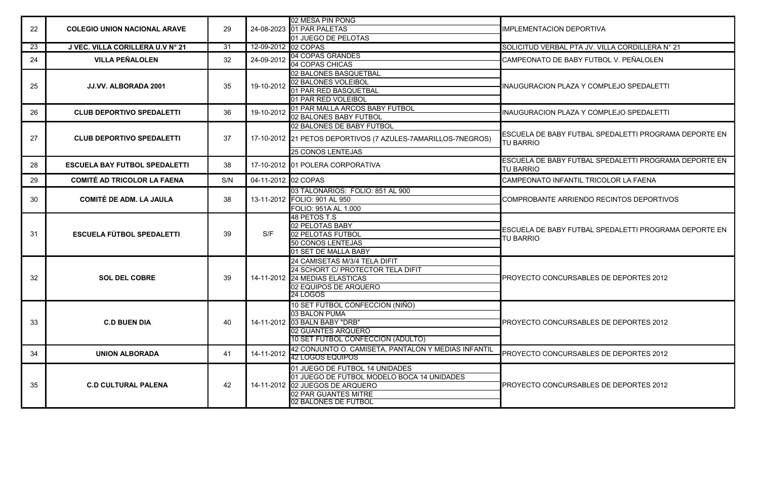| | | | | | |
|---|---|---|---|---|---|
| 22 | COLEGIO UNION NACIONAL ARAVE | 29 | 24-08-2023 | 02 MESA PIN PONG<br>01 PAR PALETAS<br>01 JUEGO DE PELOTAS | IMPLEMENTACION DEPORTIVA |
| 23 | J VEC. VILLA CORILLERA U.V N° 21 | 31 | 12-09-2012 | 02 COPAS | SOLICITUD VERBAL PTA JV. VILLA CORDILLERA N° 21 |
| 24 | VILLA PEÑALOLEN | 32 | 24-09-2012 | 04 COPAS GRANDES<br>04 COPAS CHICAS | CAMPEONATO DE BABY FUTBOL V. PEÑALOLEN |
| 25 | JJ.VV. ALBORADA 2001 | 35 | 19-10-2012 | 02 BALONES BASQUETBAL<br>02 BALONES VOLEIBOL<br>01 PAR RED BASQUETBAL<br>01 PAR RED VOLEIBOL | INAUGURACION PLAZA Y COMPLEJO SPEDALETTI |
| 26 | CLUB DEPORTIVO SPEDALETTI | 36 | 19-10-2012 | 01 PAR MALLA ARCOS BABY FUTBOL<br>02 BALONES BABY FUTBOL | INAUGURACION PLAZA Y COMPLEJO SPEDALETTI |
| 27 | CLUB DEPORTIVO SPEDALETTI | 37 | 17-10-2012 | 02 BALONES DE BABY FUTBOL<br>21 PETOS DEPORTIVOS (7 AZULES-7AMARILLOS-7NEGROS)<br>25 CONOS LENTEJAS | ESCUELA DE BABY FUTBAL SPEDALETTI PROGRAMA DEPORTE EN TU BARRIO |
| 28 | ESCUELA BAY FUTBOL SPEDALETTI | 38 | 17-10-2012 | 01 POLERA CORPORATIVA | ESCUELA DE BABY FUTBAL SPEDALETTI PROGRAMA DEPORTE EN TU BARRIO |
| 29 | COMITÉ AD TRICOLOR LA FAENA | S/N | 04-11-2012 | 02 COPAS | CAMPEONATO INFANTIL TRICOLOR LA FAENA |
| 30 | COMITÉ DE ADM. LA JAULA | 38 | 13-11-2012 | 03 TALONARIOS: FOLIO: 851 AL 900<br>FOLIO: 901 AL 950<br>FOLIO: 951A AL 1.000 | COMPROBANTE ARRIENDO RECINTOS DEPORTIVOS |
| 31 | ESCUELA FÚTBOL SPEDALETTI | 39 | S/F | 48 PETOS T.S<br>02 PELOTAS BABY<br>02 PELOTAS FUTBOL<br>50 CONOS LENTEJAS<br>01 SET DE MALLA BABY | ESCUELA DE BABY FUTBAL SPEDALETTI PROGRAMA DEPORTE EN TU BARRIO |
| 32 | SOL DEL COBRE | 39 | 14-11-2012 | 24 CAMISETAS M/3/4 TELA DIFIT<br>24 SCHORT C/ PROTECTOR TELA DIFIT<br>24 MEDIAS ELASTICAS<br>02 EQUIPOS DE ARQUERO<br>24 LOGOS | PROYECTO CONCURSABLES DE DEPORTES 2012 |
| 33 | C.D BUEN DIA | 40 | 14-11-2012 | 10 SET FUTBOL CONFECCION (NIÑO)<br>03 BALON PUMA<br>03 BALN BABY "DRB"<br>02 GUANTES ARQUERO<br>10 SET FUTBOL CONFECCION (ADULTO) | PROYECTO CONCURSABLES DE DEPORTES 2012 |
| 34 | UNION ALBORADA | 41 | 14-11-2012 | 42 CONJUNTO O. CAMISETA, PANTALON Y MEDIAS INFANTIL<br>42 LOGOS EQUIPOS | PROYECTO CONCURSABLES DE DEPORTES 2012 |
| 35 | C.D CULTURAL PALENA | 42 | 14-11-2012 | 01 JUEGO DE FUTBOL 14 UNIDADES<br>01 JUEGO DE FUTBOL MODELO BOCA 14 UNIDADES<br>02 JUEGOS DE ARQUERO<br>02 PAR GUANTES MITRE<br>02 BALONES DE FUTBOL | PROYECTO CONCURSABLES DE DEPORTES 2012 |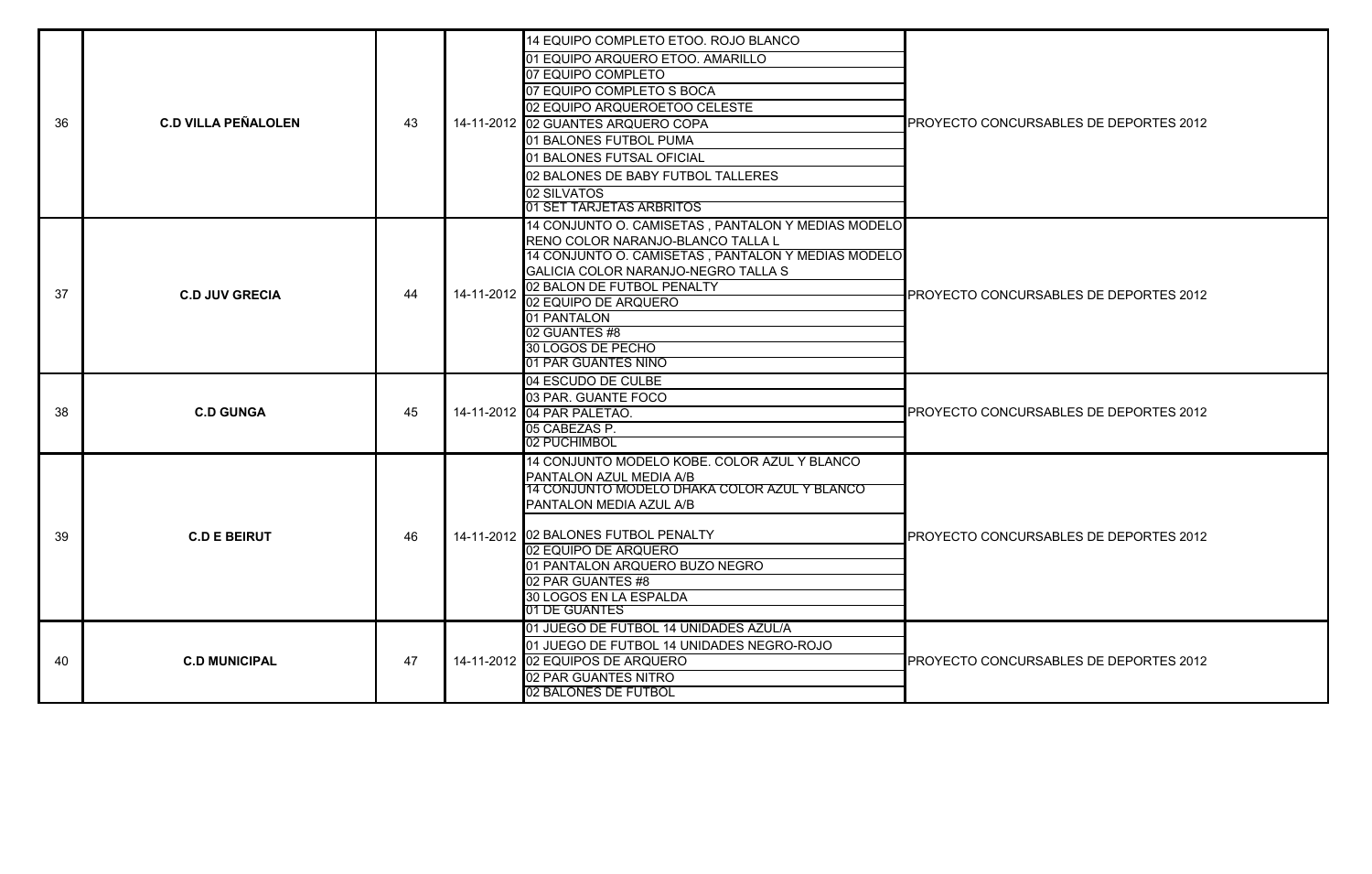| | | | | | |
|---|---|---|---|---|---|
| 36 | C.D VILLA PEÑALOLEN | 43 | 14-11-2012 | 14 EQUIPO COMPLETO ETOO. ROJO BLANCO<br>01 EQUIPO ARQUERO ETOO. AMARILLO<br>07 EQUIPO COMPLETO<br>07 EQUIPO COMPLETO S BOCA<br>02 EQUIPO ARQUEROETOO CELESTE<br>02 GUANTES ARQUERO COPA<br>01 BALONES FUTBOL PUMA<br>01 BALONES FUTSAL OFICIAL<br>02 BALONES DE BABY FUTBOL TALLERES<br>02 SILVATOS<br>01 SET TARJETAS ARBRITOS | PROYECTO CONCURSABLES DE DEPORTES 2012 |
| 37 | C.D JUV GRECIA | 44 | 14-11-2012 | 14 CONJUNTO O. CAMISETAS , PANTALON Y MEDIAS MODELO RENO COLOR NARANJO-BLANCO TALLA L<br>14 CONJUNTO O. CAMISETAS , PANTALON Y MEDIAS MODELO GALICIA COLOR NARANJO-NEGRO TALLA S<br>02 BALON DE FUTBOL PENALTY<br>02 EQUIPO DE ARQUERO<br>01 PANTALON<br>02 GUANTES #8<br>30 LOGOS DE PECHO<br>01 PAR GUANTES NIÑO | PROYECTO CONCURSABLES DE DEPORTES 2012 |
| 38 | C.D GUNGA | 45 | 14-11-2012 | 04 ESCUDO DE CULBE<br>03 PAR. GUANTE FOCO<br>04 PAR PALETAO.<br>05 CABEZAS P.<br>02 PUCHIMBOL | PROYECTO CONCURSABLES DE DEPORTES 2012 |
| 39 | C.D E BEIRUT | 46 | 14-11-2012 | 14 CONJUNTO MODELO KOBE. COLOR AZUL Y BLANCO PANTALON AZUL MEDIA A/B<br>14 CONJUNTO MODELO DHAKA COLOR AZUL Y BLANCO PANTALON MEDIA AZUL A/B<br>02 BALONES FUTBOL PENALTY<br>02 EQUIPO DE ARQUERO<br>01 PANTALON ARQUERO BUZO NEGRO<br>02 PAR GUANTES #8<br>30 LOGOS EN LA ESPALDA<br>01 DE GUANTES | PROYECTO CONCURSABLES DE DEPORTES 2012 |
| 40 | C.D MUNICIPAL | 47 | 14-11-2012 | 01 JUEGO DE FUTBOL 14 UNIDADES AZUL/A<br>01 JUEGO DE FUTBOL 14 UNIDADES NEGRO-ROJO<br>02 EQUIPOS DE ARQUERO<br>02 PAR GUANTES NITRO<br>02 BALONES DE FUTBOL | PROYECTO CONCURSABLES DE DEPORTES 2012 |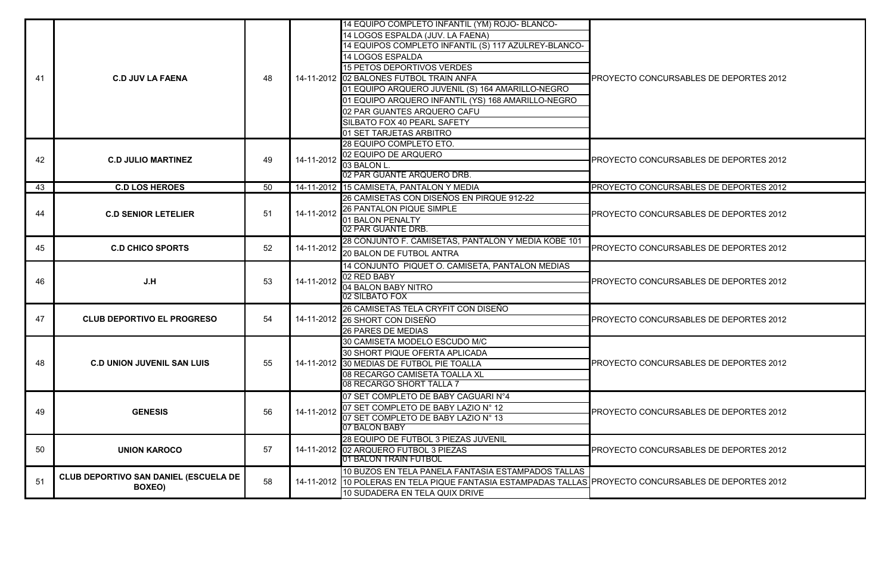| | | | | | |
|---|---|---|---|---|---|
| 41 | **C.D JUV LA FAENA** | 48 | 14-11-2012 | 14 EQUIPO COMPLETO INFANTIL (YM) ROJO- BLANCO-<br>14 LOGOS ESPALDA (JUV. LA FAENA)<br>14 EQUIPOS COMPLETO INFANTIL (S) 117 AZULREY-BLANCO-<br>14 LOGOS ESPALDA<br>15 PETOS DEPORTIVOS VERDES<br>02 BALONES FUTBOL TRAIN ANFA<br>01 EQUIPO ARQUERO JUVENIL (S) 164 AMARILLO-NEGRO<br>01 EQUIPO ARQUERO INFANTIL (YS) 168 AMARILLO-NEGRO<br>02 PAR GUANTES ARQUERO CAFU<br>SILBATO FOX 40 PEARL SAFETY<br>01 SET TARJETAS ARBITRO | PROYECTO CONCURSABLES DE DEPORTES 2012 |
| 42 | **C.D JULIO MARTINEZ** | 49 | 14-11-2012 | 28 EQUIPO COMPLETO ETO.<br>02 EQUIPO DE ARQUERO<br>03 BALON L.<br>02 PAR GUANTE ARQUERO DRB. | PROYECTO CONCURSABLES DE DEPORTES 2012 |
| 43 | **C.D LOS HEROES** | 50 | 14-11-2012 | 15 CAMISETA, PANTALON Y MEDIA | PROYECTO CONCURSABLES DE DEPORTES 2012 |
| 44 | **C.D SENIOR LETELIER** | 51 | 14-11-2012 | 26 CAMISETAS CON DISEÑOS EN PIRQUE 912-22<br>26 PANTALON PIQUE SIMPLE<br>01 BALON PENALTY<br>02 PAR GUANTE DRB. | PROYECTO CONCURSABLES DE DEPORTES 2012 |
| 45 | **C.D CHICO SPORTS** | 52 | 14-11-2012 | 28 CONJUNTO F. CAMISETAS, PANTALON Y MEDIA KOBE 101<br>20 BALON DE FUTBOL ANTRA | PROYECTO CONCURSABLES DE DEPORTES 2012 |
| 46 | **J.H** | 53 | 14-11-2012 | 14 CONJUNTO PIQUET O. CAMISETA, PANTALON MEDIAS<br>02 RED BABY<br>04 BALON BABY NITRO<br>02 SILBATO FOX | PROYECTO CONCURSABLES DE DEPORTES 2012 |
| 47 | **CLUB DEPORTIVO EL PROGRESO** | 54 | 14-11-2012 | 26 CAMISETAS TELA CRYFIT CON DISEÑO<br>26 SHORT CON DISEÑO<br>26 PARES DE MEDIAS | PROYECTO CONCURSABLES DE DEPORTES 2012 |
| 48 | **C.D UNION JUVENIL SAN LUIS** | 55 | 14-11-2012 | 30 CAMISETA MODELO ESCUDO M/C<br>30 SHORT PIQUE OFERTA APLICADA<br>30 MEDIAS DE FUTBOL PIE TOALLA<br>08 RECARGO CAMISETA TOALLA XL<br>08 RECARGO SHORT TALLA 7 | PROYECTO CONCURSABLES DE DEPORTES 2012 |
| 49 | **GENESIS** | 56 | 14-11-2012 | 07 SET COMPLETO DE BABY CAGUARI N°4<br>07 SET COMPLETO DE BABY LAZIO N° 12<br>07 SET COMPLETO DE BABY LAZIO N° 13<br>07 BALON BABY | PROYECTO CONCURSABLES DE DEPORTES 2012 |
| 50 | **UNION KAROCO** | 57 | 14-11-2012 | 28 EQUIPO DE FUTBOL 3 PIEZAS JUVENIL<br>02 ARQUERO FUTBOL 3 PIEZAS<br>01 BALON TRAIN FUTBOL | PROYECTO CONCURSABLES DE DEPORTES 2012 |
| 51 | **CLUB DEPORTIVO SAN DANIEL (ESCUELA DE BOXEO)** | 58 | 14-11-2012 | 10 BUZOS EN TELA PANELA FANTASIA ESTAMPADOS TALLAS<br>10 POLERAS EN TELA PIQUE FANTASIA ESTAMPADAS TALLAS<br>10 SUDADERA EN TELA QUIX DRIVE | PROYECTO CONCURSABLES DE DEPORTES 2012 |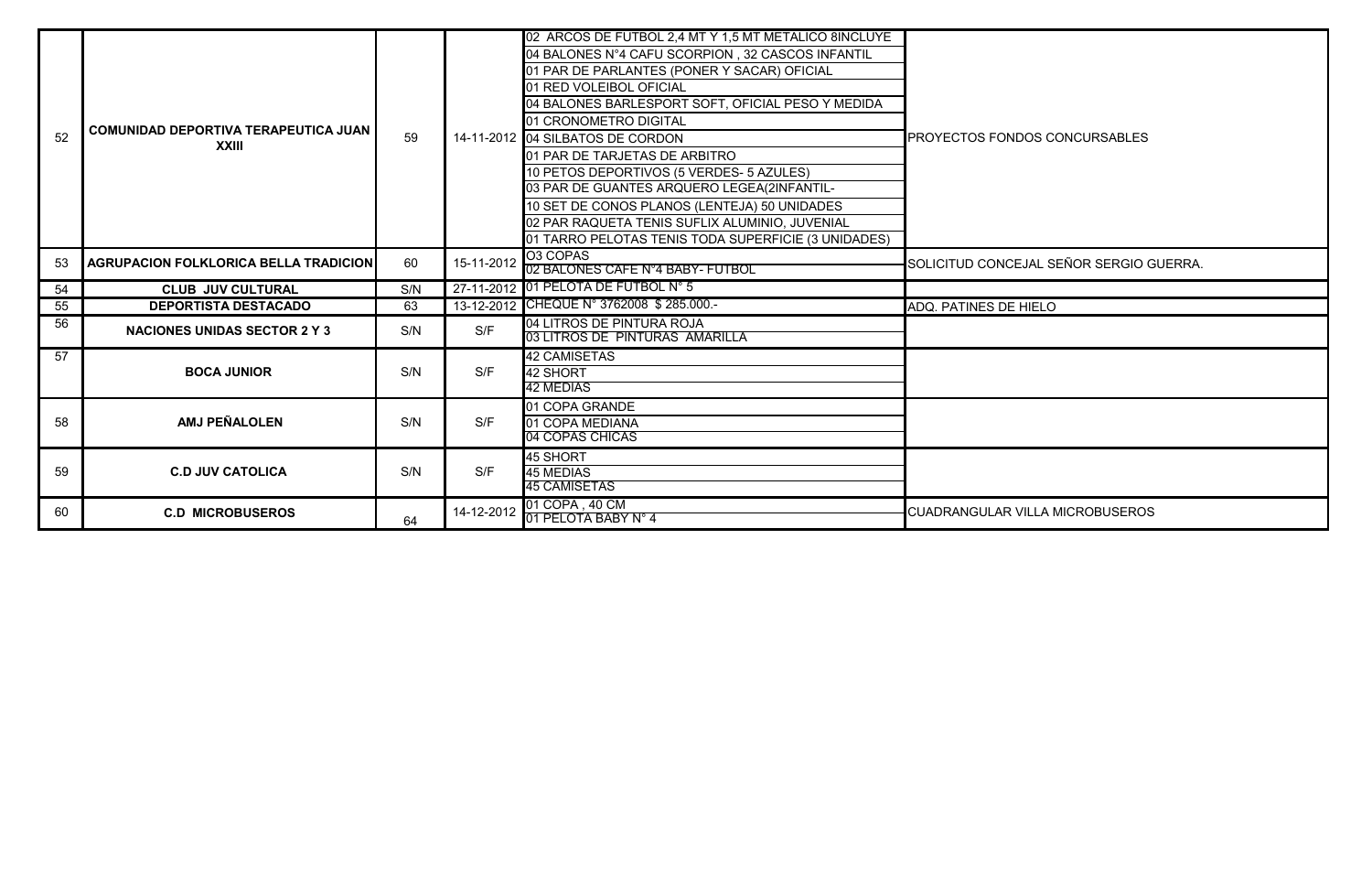| | | | | | |
|---|---|---|---|---|---|
| 52 | **COMUNIDAD DEPORTIVA TERAPEUTICA JUAN XXIII** | 59 | 14-11-2012 | 02 ARCOS DE FUTBOL 2,4 MT Y 1,5 MT METALICO 8INCLUYE | PROYECTOS FONDOS CONCURSABLES |
| | | | | 04 BALONES N°4 CAFU SCORPION , 32 CASCOS INFANTIL | |
| | | | | 01 PAR DE PARLANTES (PONER Y SACAR) OFICIAL | |
| | | | | 01 RED VOLEIBOL OFICIAL | |
| | | | | 04 BALONES BARLESPORT SOFT, OFICIAL PESO Y MEDIDA | |
| | | | | 01 CRONOMETRO DIGITAL | |
| | | | | 04 SILBATOS DE CORDON | |
| | | | | 01 PAR DE TARJETAS DE ARBITRO | |
| | | | | 10 PETOS DEPORTIVOS (5 VERDES- 5 AZULES) | |
| | | | | 03 PAR DE GUANTES ARQUERO LEGEA(2INFANTIL- | |
| | | | | 10 SET DE CONOS PLANOS (LENTEJA) 50 UNIDADES | |
| | | | | 02 PAR RAQUETA TENIS SUFLIX ALUMINIO, JUVENIAL | |
| | | | | 01 TARRO PELOTAS TENIS TODA SUPERFICIE (3 UNIDADES) | |
| 53 | **AGRUPACION FOLKLORICA BELLA TRADICION** | 60 | 15-11-2012 | O3 COPAS | SOLICITUD CONCEJAL SEÑOR SERGIO GUERRA. |
| | | | | 02 BALONES CAFE N°4 BABY- FUTBOL | |
| 54 | **CLUB JUV CULTURAL** | S/N | 27-11-2012 | 01 PELOTA DE FUTBOL N° 5 | |
| 55 | **DEPORTISTA DESTACADO** | 63 | 13-12-2012 | CHEQUE N° 3762008 $ 285.000.- | ADQ. PATINES DE HIELO |
| 56 | **NACIONES UNIDAS SECTOR 2 Y 3** | S/N | S/F | 04 LITROS DE PINTURA ROJA | |
| | | | | 03 LITROS DE PINTURAS AMARILLA | |
| 57 | **BOCA JUNIOR** | S/N | S/F | 42 CAMISETAS | |
| | | | | 42 SHORT | |
| | | | | 42 MEDIAS | |
| 58 | **AMJ PEÑALOLEN** | S/N | S/F | 01 COPA GRANDE | |
| | | | | 01 COPA MEDIANA | |
| | | | | 04 COPAS CHICAS | |
| 59 | **C.D JUV CATOLICA** | S/N | S/F | 45 SHORT | |
| | | | | 45 MEDIAS | |
| | | | | 45 CAMISETAS | |
| 60 | **C.D MICROBUSEROS** | 64 | 14-12-2012 | 01 COPA , 40 CM | CUADRANGULAR VILLA MICROBUSEROS |
| | | | | 01 PELOTA BABY N° 4 | |